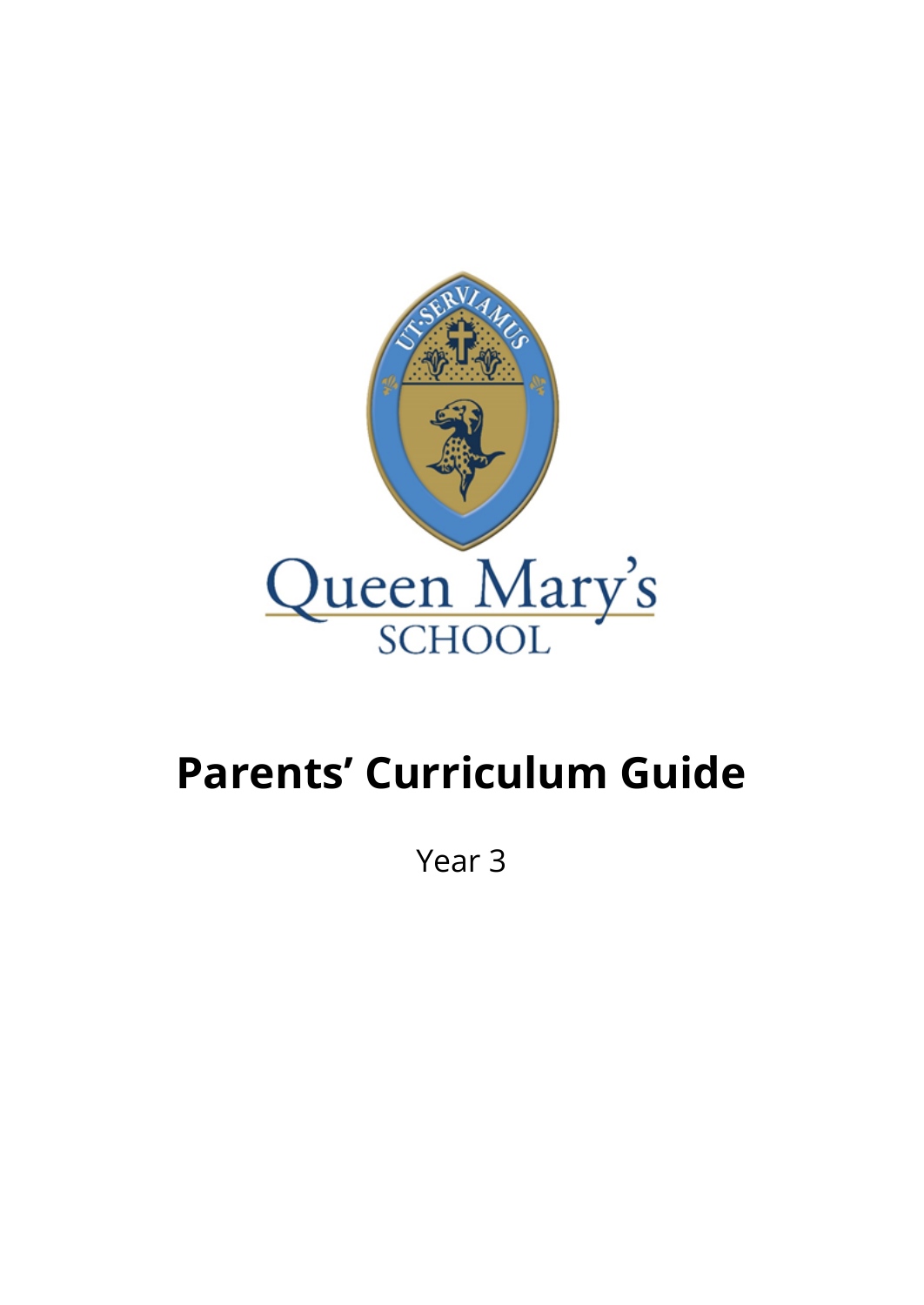# Parents' Curriculum Guide

Year 3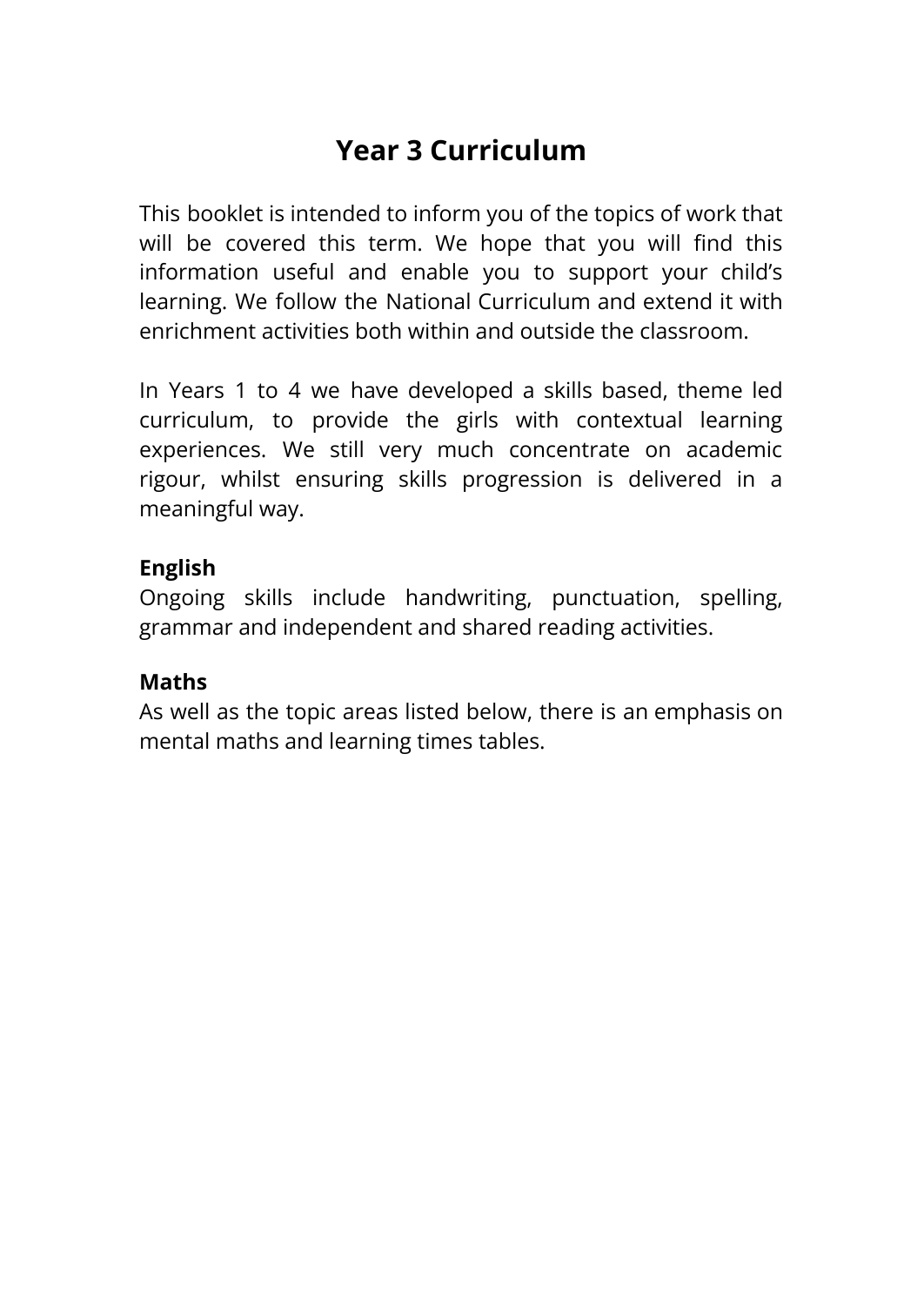# Year 3 Curriculum

This booklet is intended to inform you of the topics of work that will be covered this term. We hope that you will find this information useful and enable you to support your child's learning. We follow the National Curriculum and extend it with enrichment activities both within and outside the classroom.

In Years 1 to 4 we have developed a skills based, theme led curriculum, to provide the girls with contextual learning experiences. We still very much concentrate on academic rigour, whilst ensuring skills progression is delivered in a meaningful way.

**English**
Ongoing skills include handwriting, punctuation, spelling, grammar and independent and shared reading activities.

**Maths**
As well as the topic areas listed below, there is an emphasis on mental maths and learning times tables.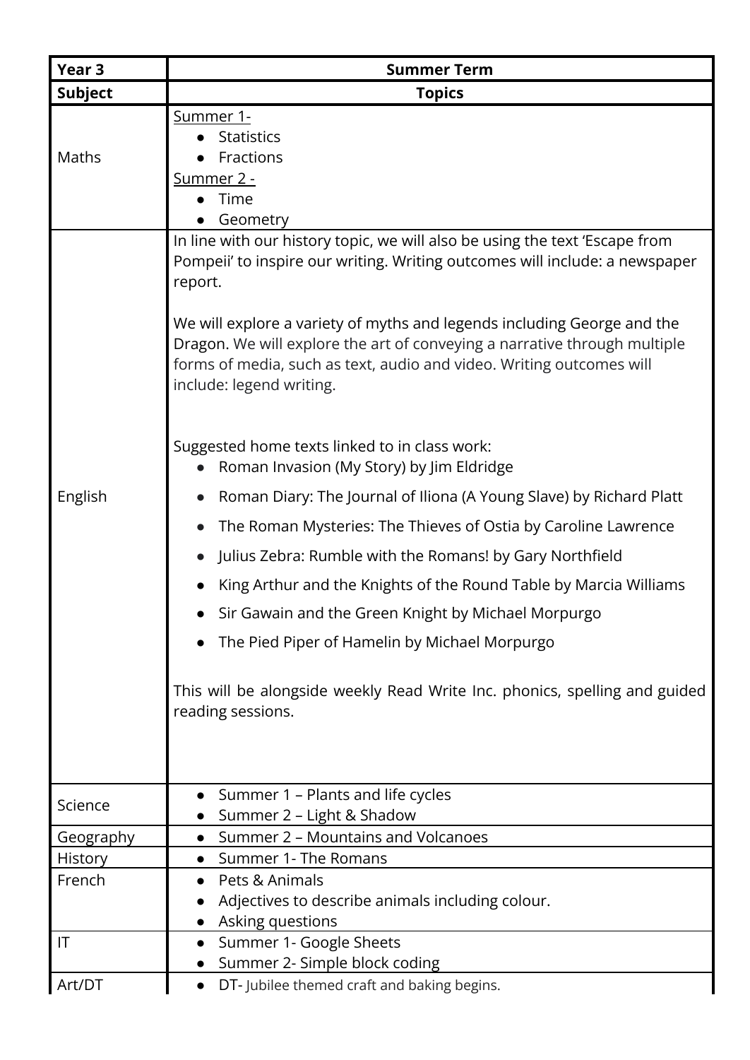| Year 3 | Summer Term |
|---|---|
| **Subject** | **Topics** |
| Maths | Summer 1-<br>• Statistics<br>• Fractions<br>Summer 2 -<br>• Time<br>• Geometry |
| English | In line with our history topic, we will also be using the text 'Escape from Pompeii' to inspire our writing. Writing outcomes will include: a newspaper report.<br><br>We will explore a variety of myths and legends including George and the Dragon. We will explore the art of conveying a narrative through multiple forms of media, such as text, audio and video. Writing outcomes will include: legend writing.<br><br>Suggested home texts linked to in class work:<br>• Roman Invasion (My Story) by Jim Eldridge<br>• Roman Diary: The Journal of Iliona (A Young Slave) by Richard Platt<br>• The Roman Mysteries: The Thieves of Ostia by Caroline Lawrence<br>• Julius Zebra: Rumble with the Romans! by Gary Northfield<br>• King Arthur and the Knights of the Round Table by Marcia Williams<br>• Sir Gawain and the Green Knight by Michael Morpurgo<br>• The Pied Piper of Hamelin by Michael Morpurgo<br><br>This will be alongside weekly Read Write Inc. phonics, spelling and guided reading sessions. |
| Science | • Summer 1 – Plants and life cycles<br>• Summer 2 – Light & Shadow |
| Geography | • Summer 2 – Mountains and Volcanoes |
| History | • Summer 1- The Romans |
| French | • Pets & Animals<br>• Adjectives to describe animals including colour.<br>• Asking questions |
| IT | • Summer 1- Google Sheets<br>• Summer 2- Simple block coding |
| Art/DT | • DT- Jubilee themed craft and baking begins. |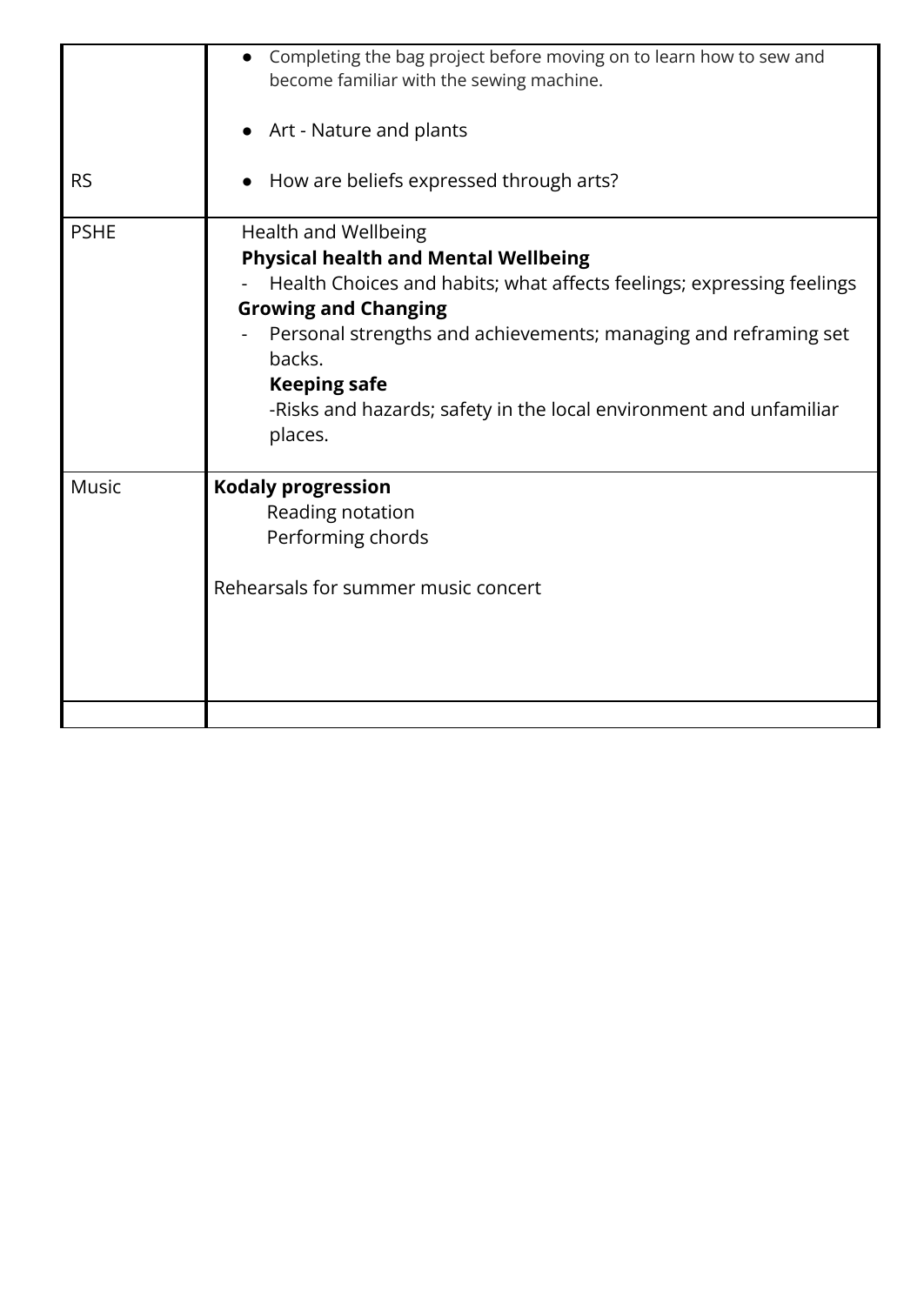| | |
|---|---|
| | • Completing the bag project before moving on to learn how to sew and become familiar with the sewing machine.<br><br>• Art - Nature and plants |
| RS | • How are beliefs expressed through arts? |
| PSHE | Health and Wellbeing<br>**Physical health and Mental Wellbeing**<br>- Health Choices and habits; what affects feelings; expressing feelings<br>**Growing and Changing**<br>- Personal strengths and achievements; managing and reframing set backs.<br>**Keeping safe**<br>-Risks and hazards; safety in the local environment and unfamiliar places. |
| Music | **Kodaly progression**<br>Reading notation<br>Performing chords<br><br>Rehearsals for summer music concert |
| | |